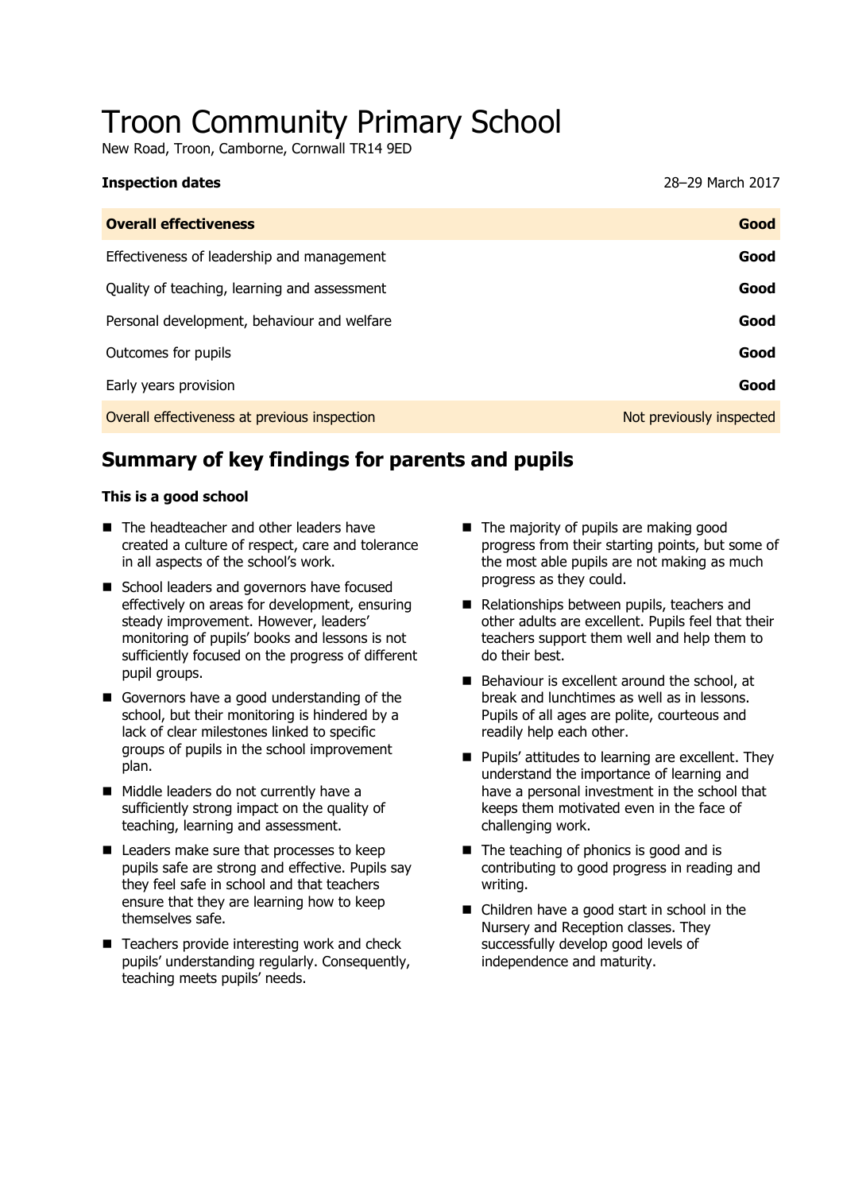# Troon Community Primary School

New Road, Troon, Camborne, Cornwall TR14 9ED

| **Inspection dates** | 28–29 March 2017 |
| --- | --- |
| **Overall effectiveness** | **Good** |
| Effectiveness of leadership and management | **Good** |
| Quality of teaching, learning and assessment | **Good** |
| Personal development, behaviour and welfare | **Good** |
| Outcomes for pupils | **Good** |
| Early years provision | **Good** |
| Overall effectiveness at previous inspection | Not previously inspected |

## Summary of key findings for parents and pupils

**This is a good school**

- The headteacher and other leaders have created a culture of respect, care and tolerance in all aspects of the school's work.
- School leaders and governors have focused effectively on areas for development, ensuring steady improvement. However, leaders' monitoring of pupils' books and lessons is not sufficiently focused on the progress of different pupil groups.
- Governors have a good understanding of the school, but their monitoring is hindered by a lack of clear milestones linked to specific groups of pupils in the school improvement plan.
- Middle leaders do not currently have a sufficiently strong impact on the quality of teaching, learning and assessment.
- Leaders make sure that processes to keep pupils safe are strong and effective. Pupils say they feel safe in school and that teachers ensure that they are learning how to keep themselves safe.
- Teachers provide interesting work and check pupils' understanding regularly. Consequently, teaching meets pupils' needs.
- The majority of pupils are making good progress from their starting points, but some of the most able pupils are not making as much progress as they could.
- Relationships between pupils, teachers and other adults are excellent. Pupils feel that their teachers support them well and help them to do their best.
- Behaviour is excellent around the school, at break and lunchtimes as well as in lessons. Pupils of all ages are polite, courteous and readily help each other.
- Pupils' attitudes to learning are excellent. They understand the importance of learning and have a personal investment in the school that keeps them motivated even in the face of challenging work.
- The teaching of phonics is good and is contributing to good progress in reading and writing.
- Children have a good start in school in the Nursery and Reception classes. They successfully develop good levels of independence and maturity.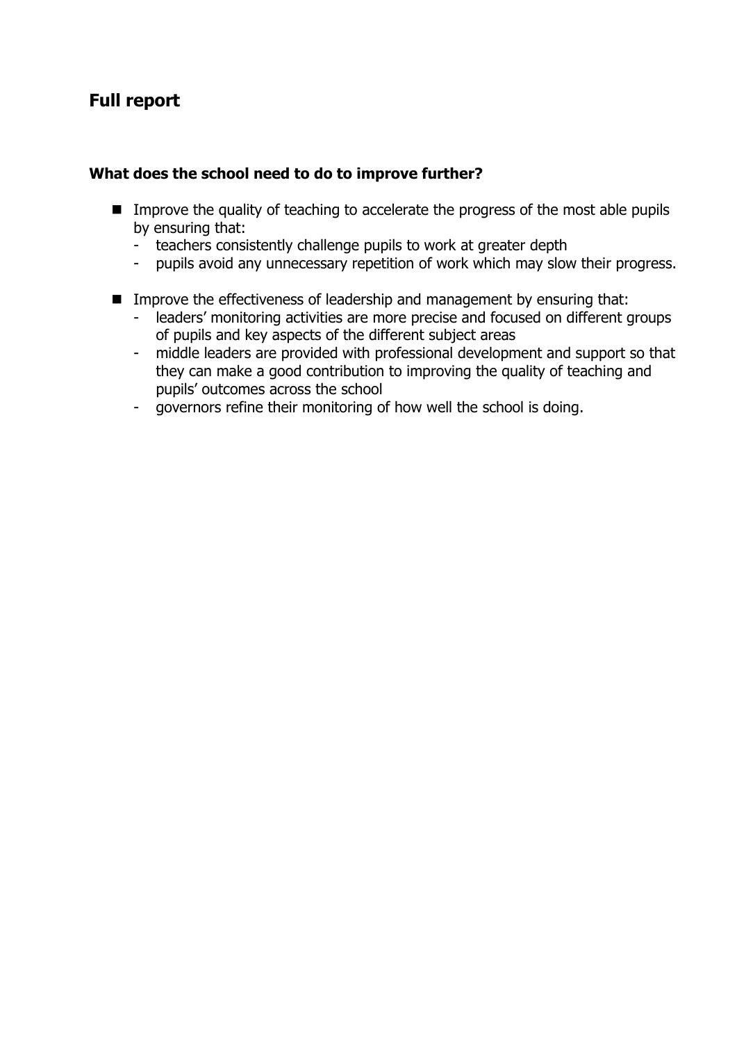## Full report

### What does the school need to do to improve further?

- Improve the quality of teaching to accelerate the progress of the most able pupils by ensuring that:
  - teachers consistently challenge pupils to work at greater depth
  - pupils avoid any unnecessary repetition of work which may slow their progress.

- Improve the effectiveness of leadership and management by ensuring that:
  - leaders' monitoring activities are more precise and focused on different groups of pupils and key aspects of the different subject areas
  - middle leaders are provided with professional development and support so that they can make a good contribution to improving the quality of teaching and pupils' outcomes across the school
  - governors refine their monitoring of how well the school is doing.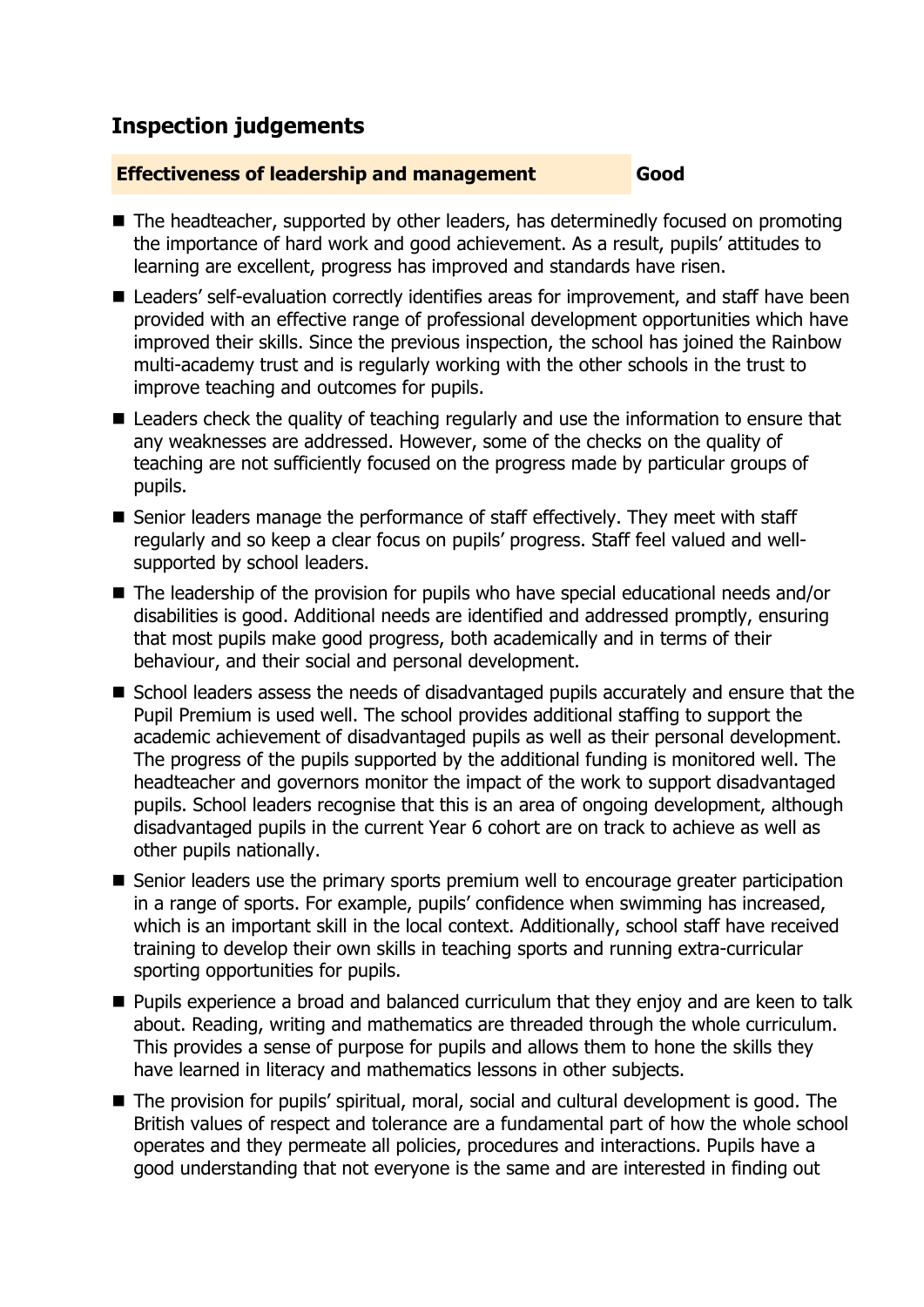## Inspection judgements

| **Effectiveness of leadership and management** | **Good** |
| --- | --- |

- The headteacher, supported by other leaders, has determinedly focused on promoting the importance of hard work and good achievement. As a result, pupils' attitudes to learning are excellent, progress has improved and standards have risen.
- Leaders' self-evaluation correctly identifies areas for improvement, and staff have been provided with an effective range of professional development opportunities which have improved their skills. Since the previous inspection, the school has joined the Rainbow multi-academy trust and is regularly working with the other schools in the trust to improve teaching and outcomes for pupils.
- Leaders check the quality of teaching regularly and use the information to ensure that any weaknesses are addressed. However, some of the checks on the quality of teaching are not sufficiently focused on the progress made by particular groups of pupils.
- Senior leaders manage the performance of staff effectively. They meet with staff regularly and so keep a clear focus on pupils' progress. Staff feel valued and well-supported by school leaders.
- The leadership of the provision for pupils who have special educational needs and/or disabilities is good. Additional needs are identified and addressed promptly, ensuring that most pupils make good progress, both academically and in terms of their behaviour, and their social and personal development.
- School leaders assess the needs of disadvantaged pupils accurately and ensure that the Pupil Premium is used well. The school provides additional staffing to support the academic achievement of disadvantaged pupils as well as their personal development. The progress of the pupils supported by the additional funding is monitored well. The headteacher and governors monitor the impact of the work to support disadvantaged pupils. School leaders recognise that this is an area of ongoing development, although disadvantaged pupils in the current Year 6 cohort are on track to achieve as well as other pupils nationally.
- Senior leaders use the primary sports premium well to encourage greater participation in a range of sports. For example, pupils' confidence when swimming has increased, which is an important skill in the local context. Additionally, school staff have received training to develop their own skills in teaching sports and running extra-curricular sporting opportunities for pupils.
- Pupils experience a broad and balanced curriculum that they enjoy and are keen to talk about. Reading, writing and mathematics are threaded through the whole curriculum. This provides a sense of purpose for pupils and allows them to hone the skills they have learned in literacy and mathematics lessons in other subjects.
- The provision for pupils' spiritual, moral, social and cultural development is good. The British values of respect and tolerance are a fundamental part of how the whole school operates and they permeate all policies, procedures and interactions. Pupils have a good understanding that not everyone is the same and are interested in finding out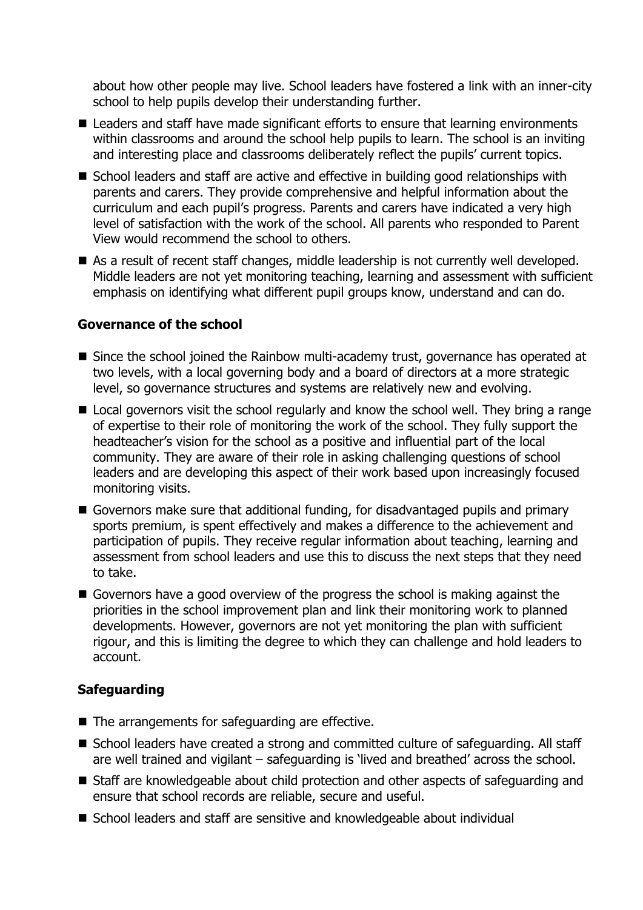about how other people may live. School leaders have fostered a link with an inner-city school to help pupils develop their understanding further.

- Leaders and staff have made significant efforts to ensure that learning environments within classrooms and around the school help pupils to learn. The school is an inviting and interesting place and classrooms deliberately reflect the pupils' current topics.
- School leaders and staff are active and effective in building good relationships with parents and carers. They provide comprehensive and helpful information about the curriculum and each pupil's progress. Parents and carers have indicated a very high level of satisfaction with the work of the school. All parents who responded to Parent View would recommend the school to others.
- As a result of recent staff changes, middle leadership is not currently well developed. Middle leaders are not yet monitoring teaching, learning and assessment with sufficient emphasis on identifying what different pupil groups know, understand and can do.

**Governance of the school**

- Since the school joined the Rainbow multi-academy trust, governance has operated at two levels, with a local governing body and a board of directors at a more strategic level, so governance structures and systems are relatively new and evolving.
- Local governors visit the school regularly and know the school well. They bring a range of expertise to their role of monitoring the work of the school. They fully support the headteacher's vision for the school as a positive and influential part of the local community. They are aware of their role in asking challenging questions of school leaders and are developing this aspect of their work based upon increasingly focused monitoring visits.
- Governors make sure that additional funding, for disadvantaged pupils and primary sports premium, is spent effectively and makes a difference to the achievement and participation of pupils. They receive regular information about teaching, learning and assessment from school leaders and use this to discuss the next steps that they need to take.
- Governors have a good overview of the progress the school is making against the priorities in the school improvement plan and link their monitoring work to planned developments. However, governors are not yet monitoring the plan with sufficient rigour, and this is limiting the degree to which they can challenge and hold leaders to account.

**Safeguarding**

- The arrangements for safeguarding are effective.
- School leaders have created a strong and committed culture of safeguarding. All staff are well trained and vigilant – safeguarding is 'lived and breathed' across the school.
- Staff are knowledgeable about child protection and other aspects of safeguarding and ensure that school records are reliable, secure and useful.
- School leaders and staff are sensitive and knowledgeable about individual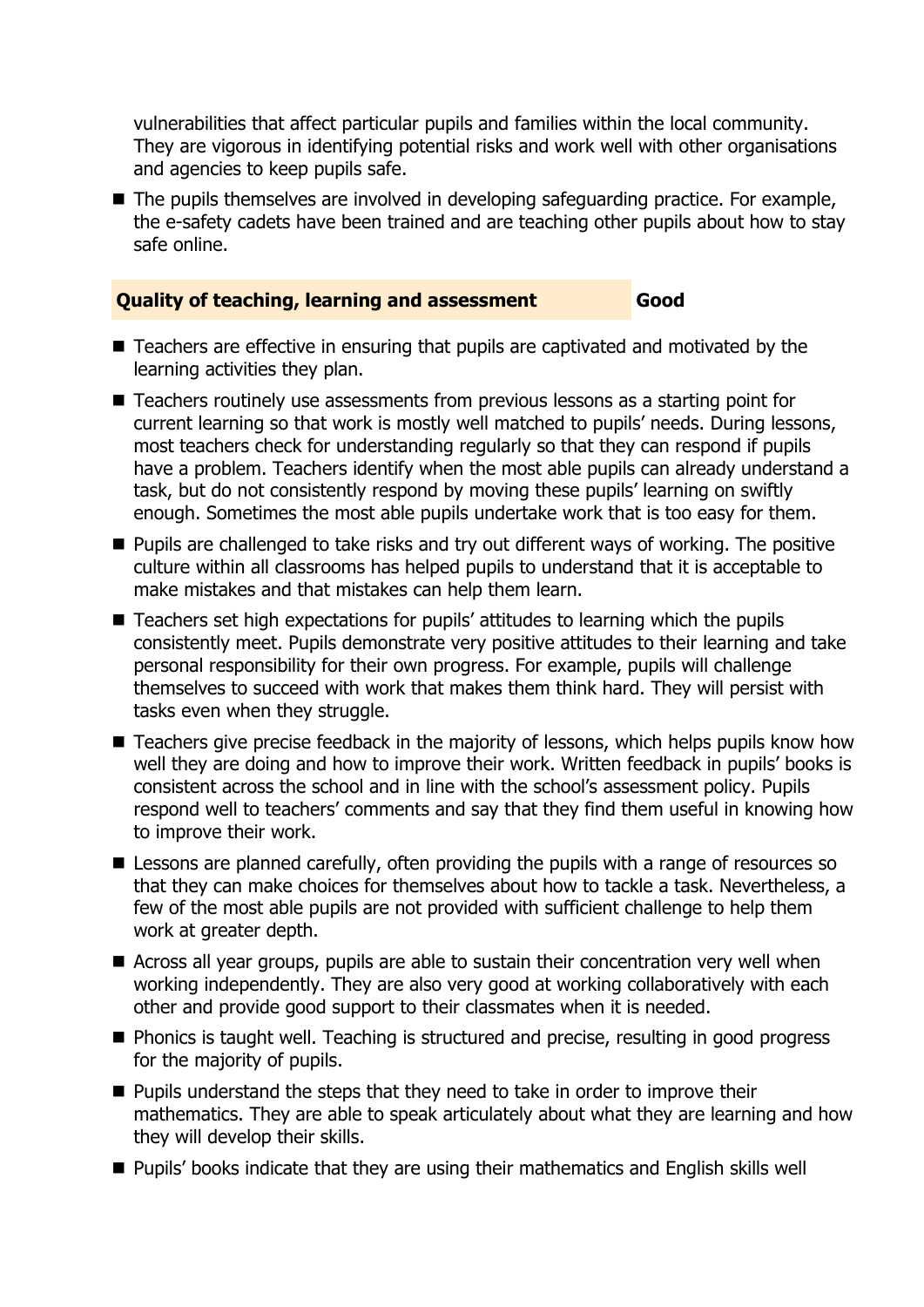vulnerabilities that affect particular pupils and families within the local community. They are vigorous in identifying potential risks and work well with other organisations and agencies to keep pupils safe.

- The pupils themselves are involved in developing safeguarding practice. For example, the e-safety cadets have been trained and are teaching other pupils about how to stay safe online.

| **Quality of teaching, learning and assessment** | **Good** |
|---|---|

- Teachers are effective in ensuring that pupils are captivated and motivated by the learning activities they plan.
- Teachers routinely use assessments from previous lessons as a starting point for current learning so that work is mostly well matched to pupils' needs. During lessons, most teachers check for understanding regularly so that they can respond if pupils have a problem. Teachers identify when the most able pupils can already understand a task, but do not consistently respond by moving these pupils' learning on swiftly enough. Sometimes the most able pupils undertake work that is too easy for them.
- Pupils are challenged to take risks and try out different ways of working. The positive culture within all classrooms has helped pupils to understand that it is acceptable to make mistakes and that mistakes can help them learn.
- Teachers set high expectations for pupils' attitudes to learning which the pupils consistently meet. Pupils demonstrate very positive attitudes to their learning and take personal responsibility for their own progress. For example, pupils will challenge themselves to succeed with work that makes them think hard. They will persist with tasks even when they struggle.
- Teachers give precise feedback in the majority of lessons, which helps pupils know how well they are doing and how to improve their work. Written feedback in pupils' books is consistent across the school and in line with the school's assessment policy. Pupils respond well to teachers' comments and say that they find them useful in knowing how to improve their work.
- Lessons are planned carefully, often providing the pupils with a range of resources so that they can make choices for themselves about how to tackle a task. Nevertheless, a few of the most able pupils are not provided with sufficient challenge to help them work at greater depth.
- Across all year groups, pupils are able to sustain their concentration very well when working independently. They are also very good at working collaboratively with each other and provide good support to their classmates when it is needed.
- Phonics is taught well. Teaching is structured and precise, resulting in good progress for the majority of pupils.
- Pupils understand the steps that they need to take in order to improve their mathematics. They are able to speak articulately about what they are learning and how they will develop their skills.
- Pupils' books indicate that they are using their mathematics and English skills well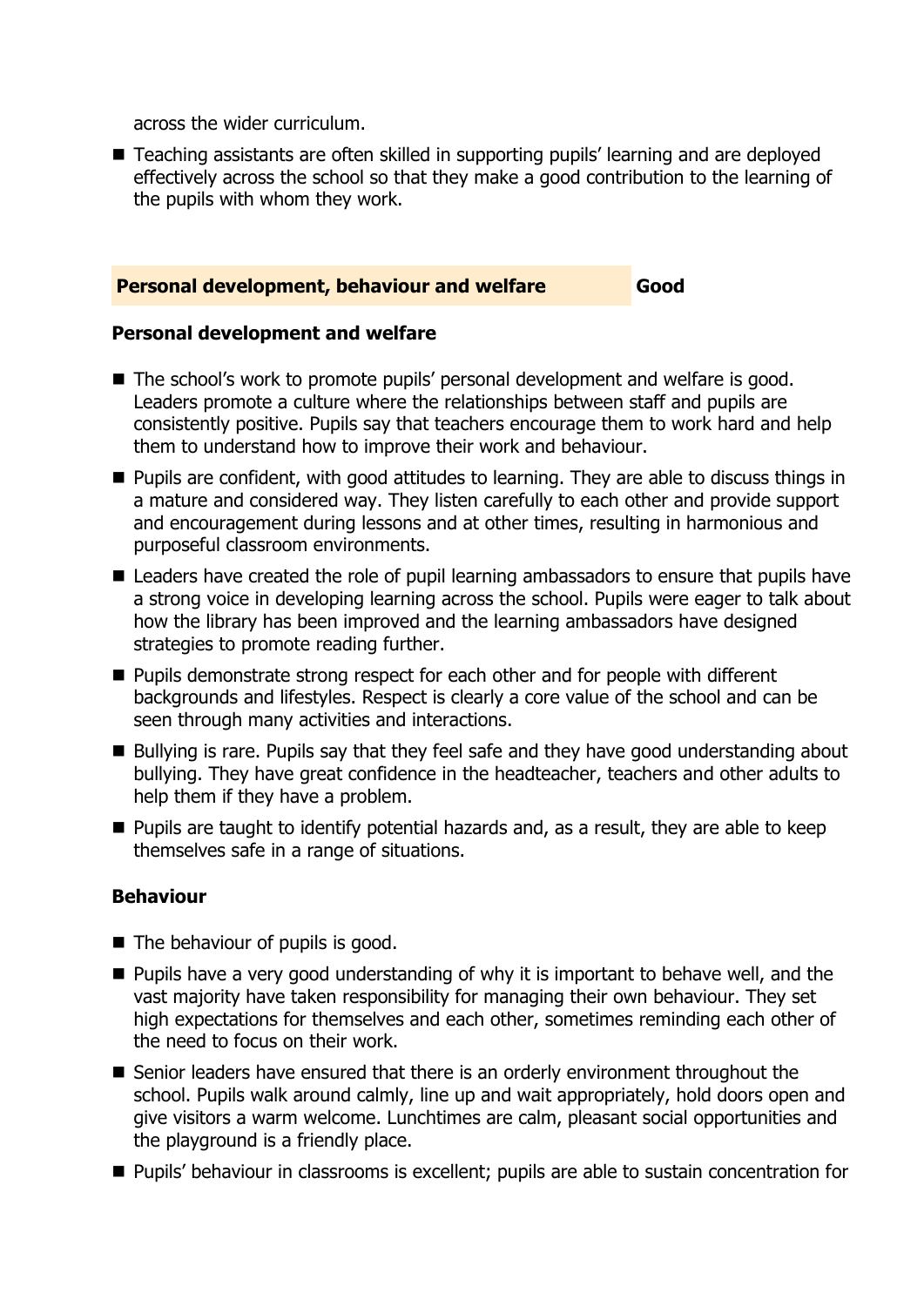across the wider curriculum.

- Teaching assistants are often skilled in supporting pupils' learning and are deployed effectively across the school so that they make a good contribution to the learning of the pupils with whom they work.

| **Personal development, behaviour and welfare** | **Good** |
|---|---|

### Personal development and welfare

- The school's work to promote pupils' personal development and welfare is good. Leaders promote a culture where the relationships between staff and pupils are consistently positive. Pupils say that teachers encourage them to work hard and help them to understand how to improve their work and behaviour.
- Pupils are confident, with good attitudes to learning. They are able to discuss things in a mature and considered way. They listen carefully to each other and provide support and encouragement during lessons and at other times, resulting in harmonious and purposeful classroom environments.
- Leaders have created the role of pupil learning ambassadors to ensure that pupils have a strong voice in developing learning across the school. Pupils were eager to talk about how the library has been improved and the learning ambassadors have designed strategies to promote reading further.
- Pupils demonstrate strong respect for each other and for people with different backgrounds and lifestyles. Respect is clearly a core value of the school and can be seen through many activities and interactions.
- Bullying is rare. Pupils say that they feel safe and they have good understanding about bullying. They have great confidence in the headteacher, teachers and other adults to help them if they have a problem.
- Pupils are taught to identify potential hazards and, as a result, they are able to keep themselves safe in a range of situations.

### Behaviour

- The behaviour of pupils is good.
- Pupils have a very good understanding of why it is important to behave well, and the vast majority have taken responsibility for managing their own behaviour. They set high expectations for themselves and each other, sometimes reminding each other of the need to focus on their work.
- Senior leaders have ensured that there is an orderly environment throughout the school. Pupils walk around calmly, line up and wait appropriately, hold doors open and give visitors a warm welcome. Lunchtimes are calm, pleasant social opportunities and the playground is a friendly place.
- Pupils' behaviour in classrooms is excellent; pupils are able to sustain concentration for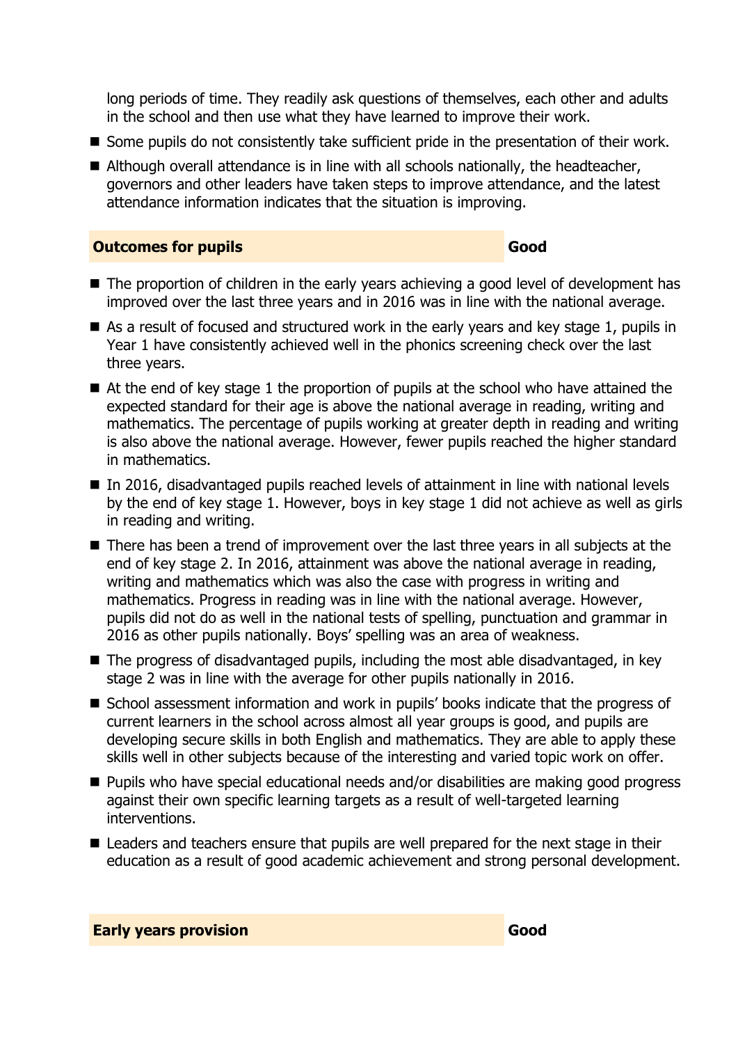long periods of time. They readily ask questions of themselves, each other and adults in the school and then use what they have learned to improve their work.

- Some pupils do not consistently take sufficient pride in the presentation of their work.
- Although overall attendance is in line with all schools nationally, the headteacher, governors and other leaders have taken steps to improve attendance, and the latest attendance information indicates that the situation is improving.

| **Outcomes for pupils** | **Good** |
|---|---|

- The proportion of children in the early years achieving a good level of development has improved over the last three years and in 2016 was in line with the national average.
- As a result of focused and structured work in the early years and key stage 1, pupils in Year 1 have consistently achieved well in the phonics screening check over the last three years.
- At the end of key stage 1 the proportion of pupils at the school who have attained the expected standard for their age is above the national average in reading, writing and mathematics. The percentage of pupils working at greater depth in reading and writing is also above the national average. However, fewer pupils reached the higher standard in mathematics.
- In 2016, disadvantaged pupils reached levels of attainment in line with national levels by the end of key stage 1. However, boys in key stage 1 did not achieve as well as girls in reading and writing.
- There has been a trend of improvement over the last three years in all subjects at the end of key stage 2. In 2016, attainment was above the national average in reading, writing and mathematics which was also the case with progress in writing and mathematics. Progress in reading was in line with the national average. However, pupils did not do as well in the national tests of spelling, punctuation and grammar in 2016 as other pupils nationally. Boys' spelling was an area of weakness.
- The progress of disadvantaged pupils, including the most able disadvantaged, in key stage 2 was in line with the average for other pupils nationally in 2016.
- School assessment information and work in pupils' books indicate that the progress of current learners in the school across almost all year groups is good, and pupils are developing secure skills in both English and mathematics. They are able to apply these skills well in other subjects because of the interesting and varied topic work on offer.
- Pupils who have special educational needs and/or disabilities are making good progress against their own specific learning targets as a result of well-targeted learning interventions.
- Leaders and teachers ensure that pupils are well prepared for the next stage in their education as a result of good academic achievement and strong personal development.

| **Early years provision** | **Good** |
|---|---|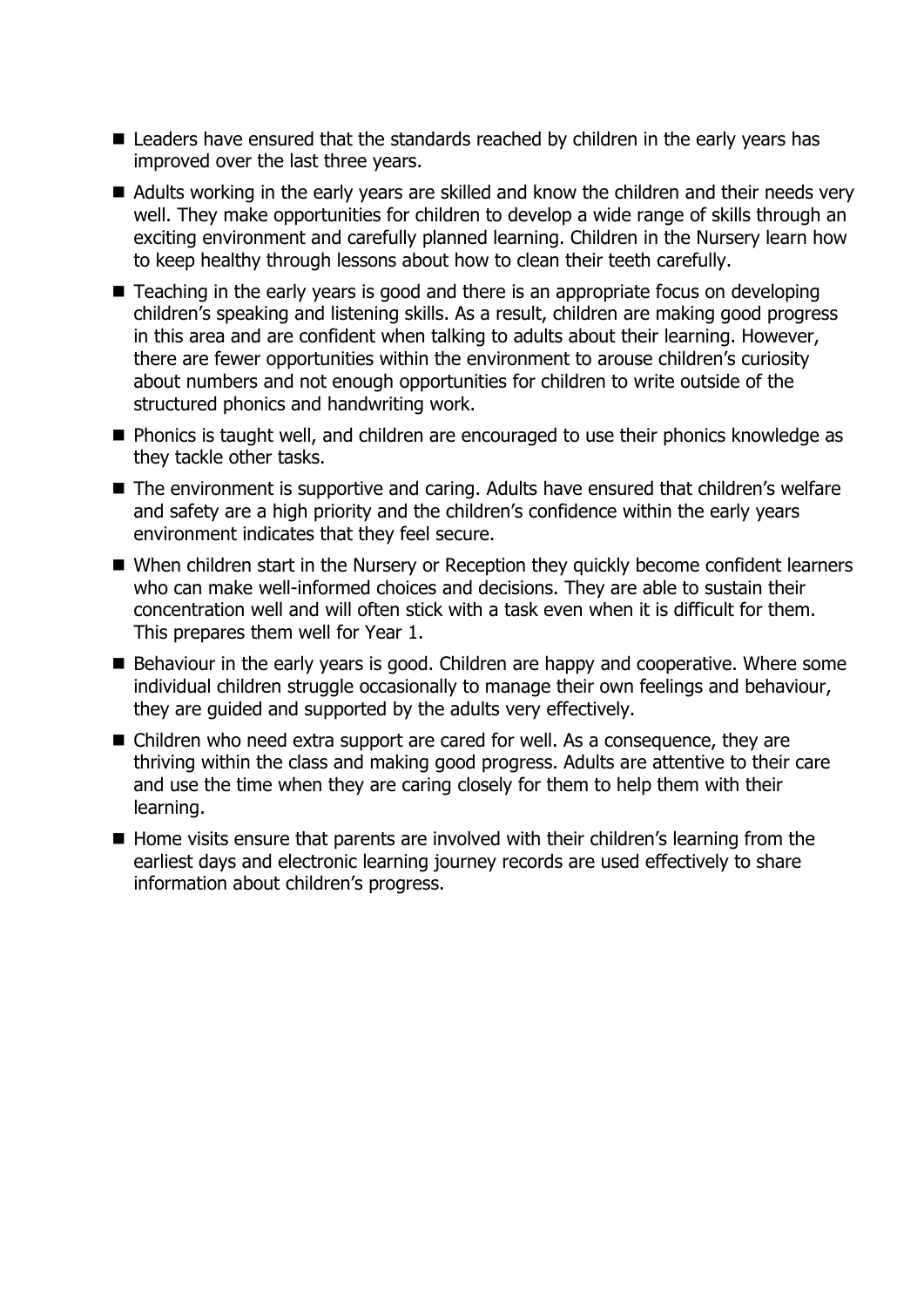- Leaders have ensured that the standards reached by children in the early years has improved over the last three years.
- Adults working in the early years are skilled and know the children and their needs very well. They make opportunities for children to develop a wide range of skills through an exciting environment and carefully planned learning. Children in the Nursery learn how to keep healthy through lessons about how to clean their teeth carefully.
- Teaching in the early years is good and there is an appropriate focus on developing children's speaking and listening skills. As a result, children are making good progress in this area and are confident when talking to adults about their learning. However, there are fewer opportunities within the environment to arouse children's curiosity about numbers and not enough opportunities for children to write outside of the structured phonics and handwriting work.
- Phonics is taught well, and children are encouraged to use their phonics knowledge as they tackle other tasks.
- The environment is supportive and caring. Adults have ensured that children's welfare and safety are a high priority and the children's confidence within the early years environment indicates that they feel secure.
- When children start in the Nursery or Reception they quickly become confident learners who can make well-informed choices and decisions. They are able to sustain their concentration well and will often stick with a task even when it is difficult for them. This prepares them well for Year 1.
- Behaviour in the early years is good. Children are happy and cooperative. Where some individual children struggle occasionally to manage their own feelings and behaviour, they are guided and supported by the adults very effectively.
- Children who need extra support are cared for well. As a consequence, they are thriving within the class and making good progress. Adults are attentive to their care and use the time when they are caring closely for them to help them with their learning.
- Home visits ensure that parents are involved with their children's learning from the earliest days and electronic learning journey records are used effectively to share information about children's progress.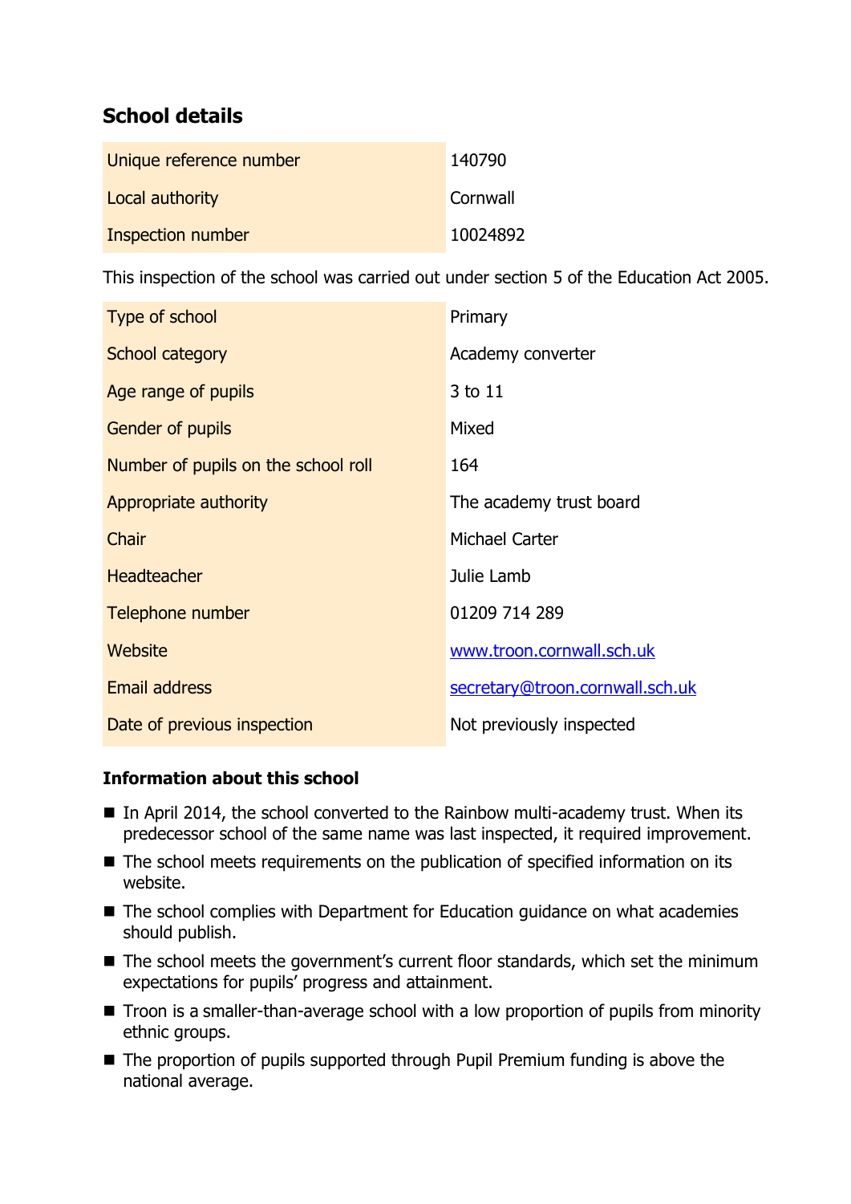## School details

| | |
|---|---|
| Unique reference number | 140790 |
| Local authority | Cornwall |
| Inspection number | 10024892 |

This inspection of the school was carried out under section 5 of the Education Act 2005.

| | |
|---|---|
| Type of school | Primary |
| School category | Academy converter |
| Age range of pupils | 3 to 11 |
| Gender of pupils | Mixed |
| Number of pupils on the school roll | 164 |
| Appropriate authority | The academy trust board |
| Chair | Michael Carter |
| Headteacher | Julie Lamb |
| Telephone number | 01209 714 289 |
| Website | www.troon.cornwall.sch.uk |
| Email address | secretary@troon.cornwall.sch.uk |
| Date of previous inspection | Not previously inspected |

### Information about this school

- In April 2014, the school converted to the Rainbow multi-academy trust. When its predecessor school of the same name was last inspected, it required improvement.
- The school meets requirements on the publication of specified information on its website.
- The school complies with Department for Education guidance on what academies should publish.
- The school meets the government's current floor standards, which set the minimum expectations for pupils' progress and attainment.
- Troon is a smaller-than-average school with a low proportion of pupils from minority ethnic groups.
- The proportion of pupils supported through Pupil Premium funding is above the national average.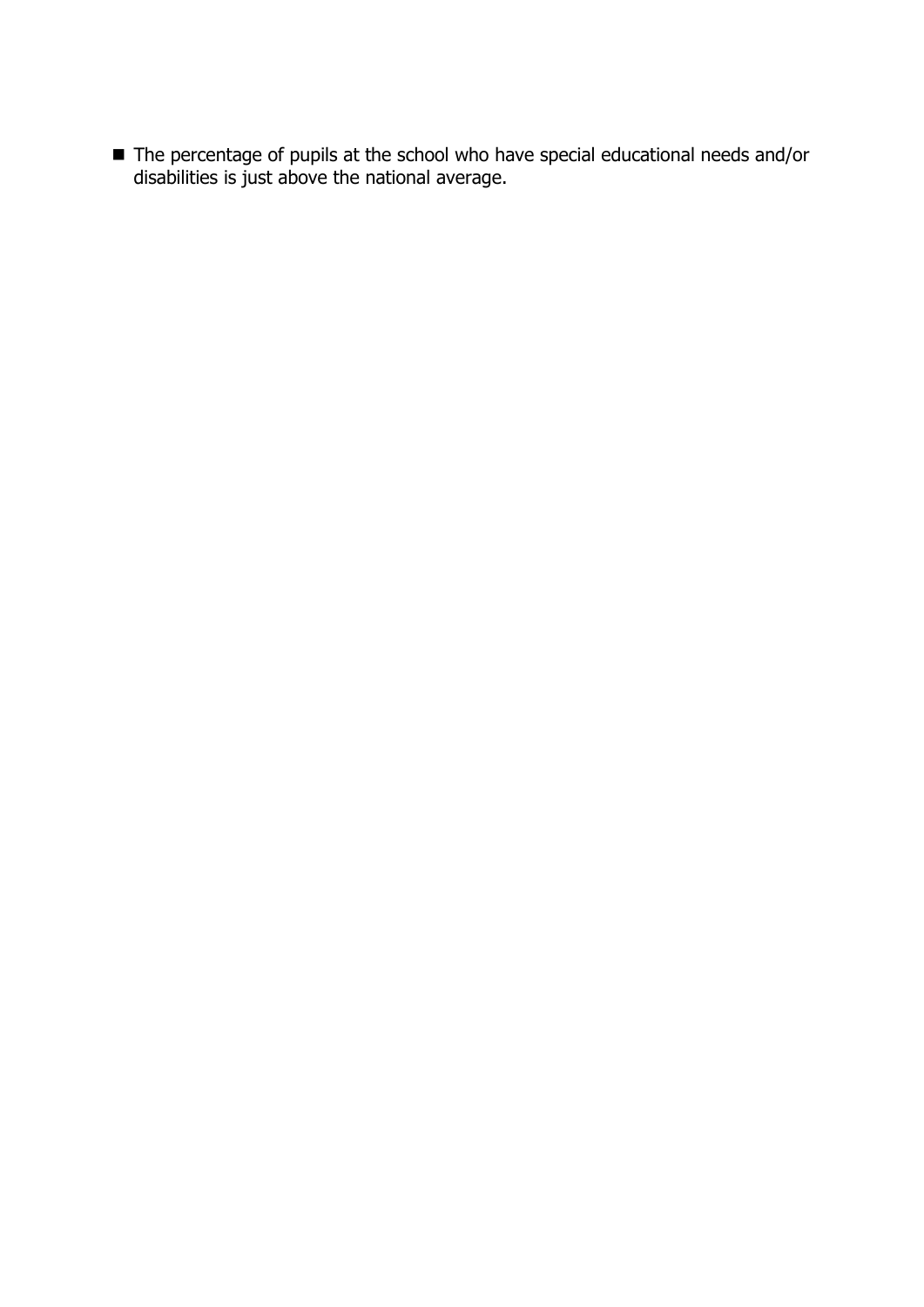- The percentage of pupils at the school who have special educational needs and/or disabilities is just above the national average.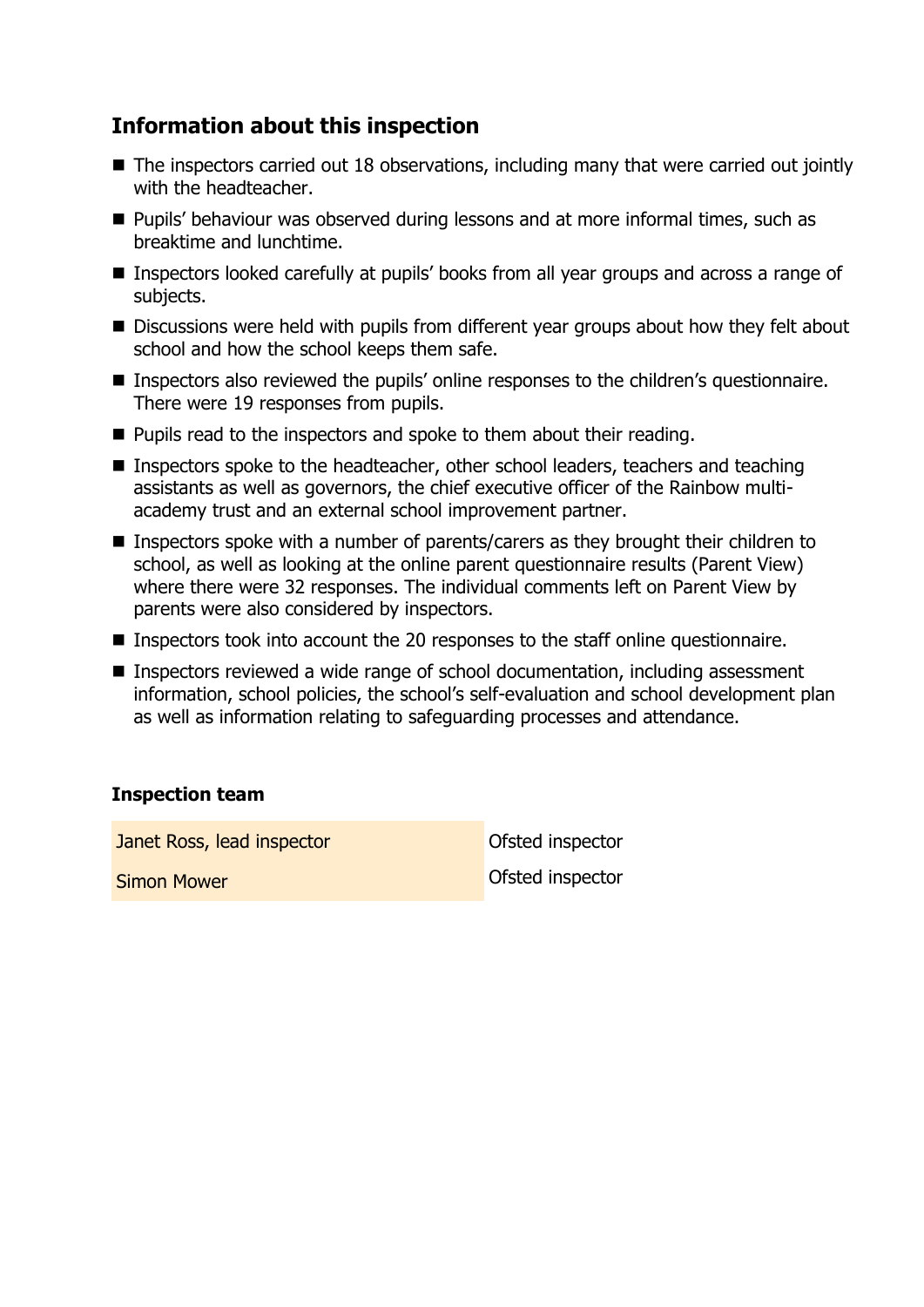## Information about this inspection

- The inspectors carried out 18 observations, including many that were carried out jointly with the headteacher.
- Pupils' behaviour was observed during lessons and at more informal times, such as breaktime and lunchtime.
- Inspectors looked carefully at pupils' books from all year groups and across a range of subjects.
- Discussions were held with pupils from different year groups about how they felt about school and how the school keeps them safe.
- Inspectors also reviewed the pupils' online responses to the children's questionnaire. There were 19 responses from pupils.
- Pupils read to the inspectors and spoke to them about their reading.
- Inspectors spoke to the headteacher, other school leaders, teachers and teaching assistants as well as governors, the chief executive officer of the Rainbow multi-academy trust and an external school improvement partner.
- Inspectors spoke with a number of parents/carers as they brought their children to school, as well as looking at the online parent questionnaire results (Parent View) where there were 32 responses. The individual comments left on Parent View by parents were also considered by inspectors.
- Inspectors took into account the 20 responses to the staff online questionnaire.
- Inspectors reviewed a wide range of school documentation, including assessment information, school policies, the school's self-evaluation and school development plan as well as information relating to safeguarding processes and attendance.

### Inspection team

| | |
|---|---|
| Janet Ross, lead inspector | Ofsted inspector |
| Simon Mower | Ofsted inspector |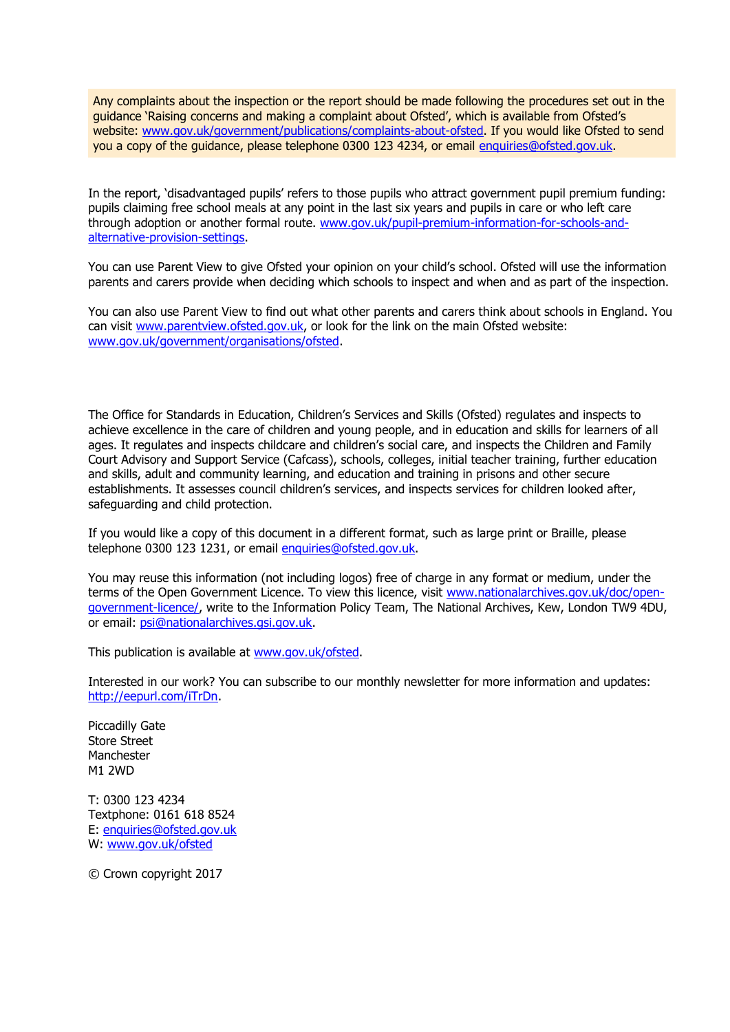Any complaints about the inspection or the report should be made following the procedures set out in the guidance 'Raising concerns and making a complaint about Ofsted', which is available from Ofsted's website: www.gov.uk/government/publications/complaints-about-ofsted. If you would like Ofsted to send you a copy of the guidance, please telephone 0300 123 4234, or email enquiries@ofsted.gov.uk.

In the report, 'disadvantaged pupils' refers to those pupils who attract government pupil premium funding: pupils claiming free school meals at any point in the last six years and pupils in care or who left care through adoption or another formal route. www.gov.uk/pupil-premium-information-for-schools-and-alternative-provision-settings.

You can use Parent View to give Ofsted your opinion on your child's school. Ofsted will use the information parents and carers provide when deciding which schools to inspect and when and as part of the inspection.

You can also use Parent View to find out what other parents and carers think about schools in England. You can visit www.parentview.ofsted.gov.uk, or look for the link on the main Ofsted website: www.gov.uk/government/organisations/ofsted.

The Office for Standards in Education, Children's Services and Skills (Ofsted) regulates and inspects to achieve excellence in the care of children and young people, and in education and skills for learners of all ages. It regulates and inspects childcare and children's social care, and inspects the Children and Family Court Advisory and Support Service (Cafcass), schools, colleges, initial teacher training, further education and skills, adult and community learning, and education and training in prisons and other secure establishments. It assesses council children's services, and inspects services for children looked after, safeguarding and child protection.

If you would like a copy of this document in a different format, such as large print or Braille, please telephone 0300 123 1231, or email enquiries@ofsted.gov.uk.

You may reuse this information (not including logos) free of charge in any format or medium, under the terms of the Open Government Licence. To view this licence, visit www.nationalarchives.gov.uk/doc/open-government-licence/, write to the Information Policy Team, The National Archives, Kew, London TW9 4DU, or email: psi@nationalarchives.gsi.gov.uk.

This publication is available at www.gov.uk/ofsted.

Interested in our work? You can subscribe to our monthly newsletter for more information and updates: http://eepurl.com/iTrDn.

Piccadilly Gate
Store Street
Manchester
M1 2WD

T: 0300 123 4234
Textphone: 0161 618 8524
E: enquiries@ofsted.gov.uk
W: www.gov.uk/ofsted

© Crown copyright 2017